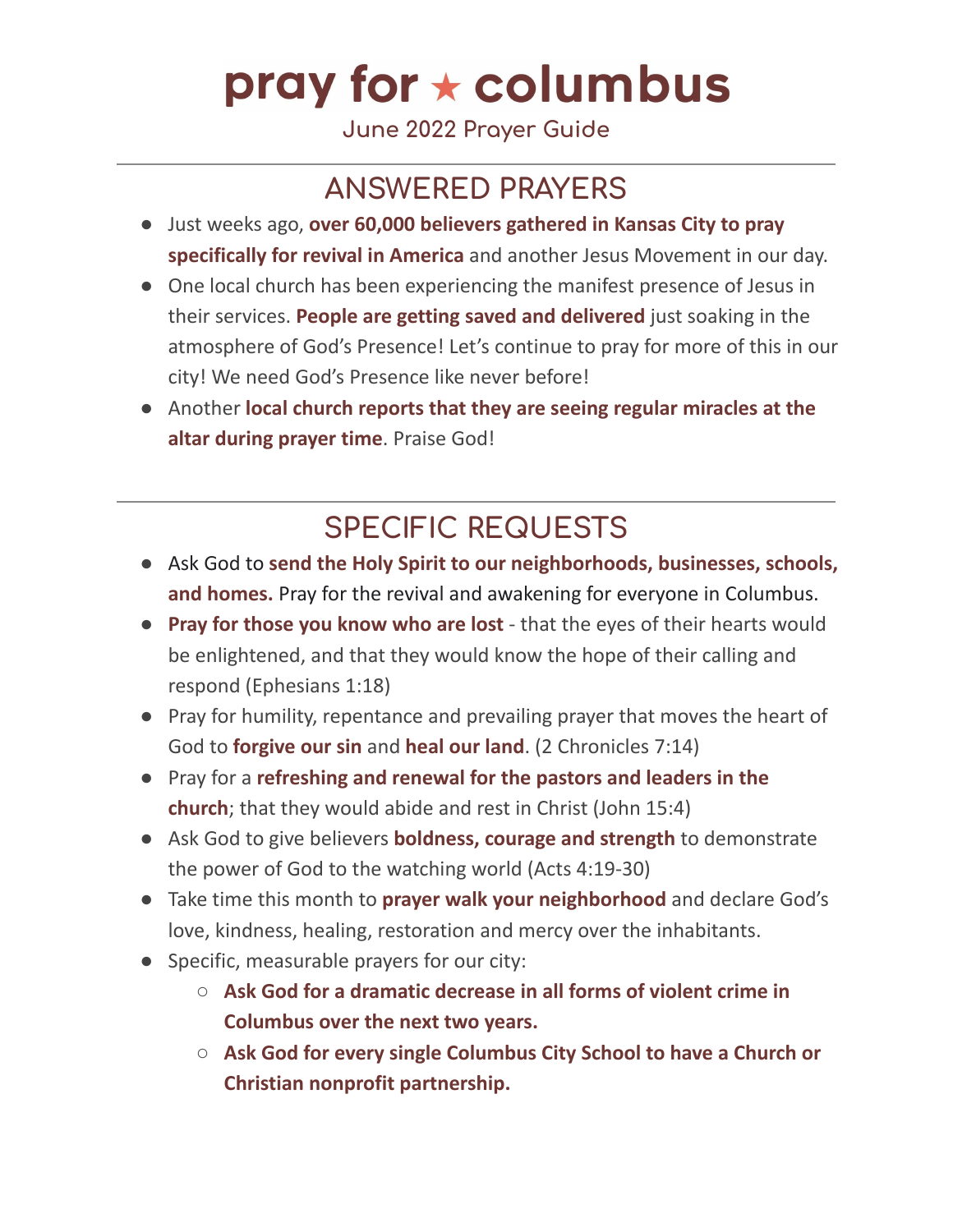# pray for ★ columbus

June 2022 Prayer Guide

---

## ANSWERED PRAYERS

- Just weeks ago, **over 60,000 believers gathered in Kansas City to pray specifically for revival in America** and another Jesus Movement in our day.
- One local church has been experiencing the manifest presence of Jesus in their services. **People are getting saved and delivered** just soaking in the atmosphere of God's Presence! Let's continue to pray for more of this in our city! We need God's Presence like never before!
- Another **local church reports that they are seeing regular miracles at the altar during prayer time**. Praise God!

---

## SPECIFIC REQUESTS

- Ask God to **send the Holy Spirit to our neighborhoods, businesses, schools, and homes.** Pray for the revival and awakening for everyone in Columbus.
- **Pray for those you know who are lost** - that the eyes of their hearts would be enlightened, and that they would know the hope of their calling and respond (Ephesians 1:18)
- Pray for humility, repentance and prevailing prayer that moves the heart of God to **forgive our sin** and **heal our land**. (2 Chronicles 7:14)
- Pray for a **refreshing and renewal for the pastors and leaders in the church**; that they would abide and rest in Christ (John 15:4)
- Ask God to give believers **boldness, courage and strength** to demonstrate the power of God to the watching world (Acts 4:19-30)
- Take time this month to **prayer walk your neighborhood** and declare God's love, kindness, healing, restoration and mercy over the inhabitants.
- Specific, measurable prayers for our city:
  - **Ask God for a dramatic decrease in all forms of violent crime in Columbus over the next two years.**
  - **Ask God for every single Columbus City School to have a Church or Christian nonprofit partnership.**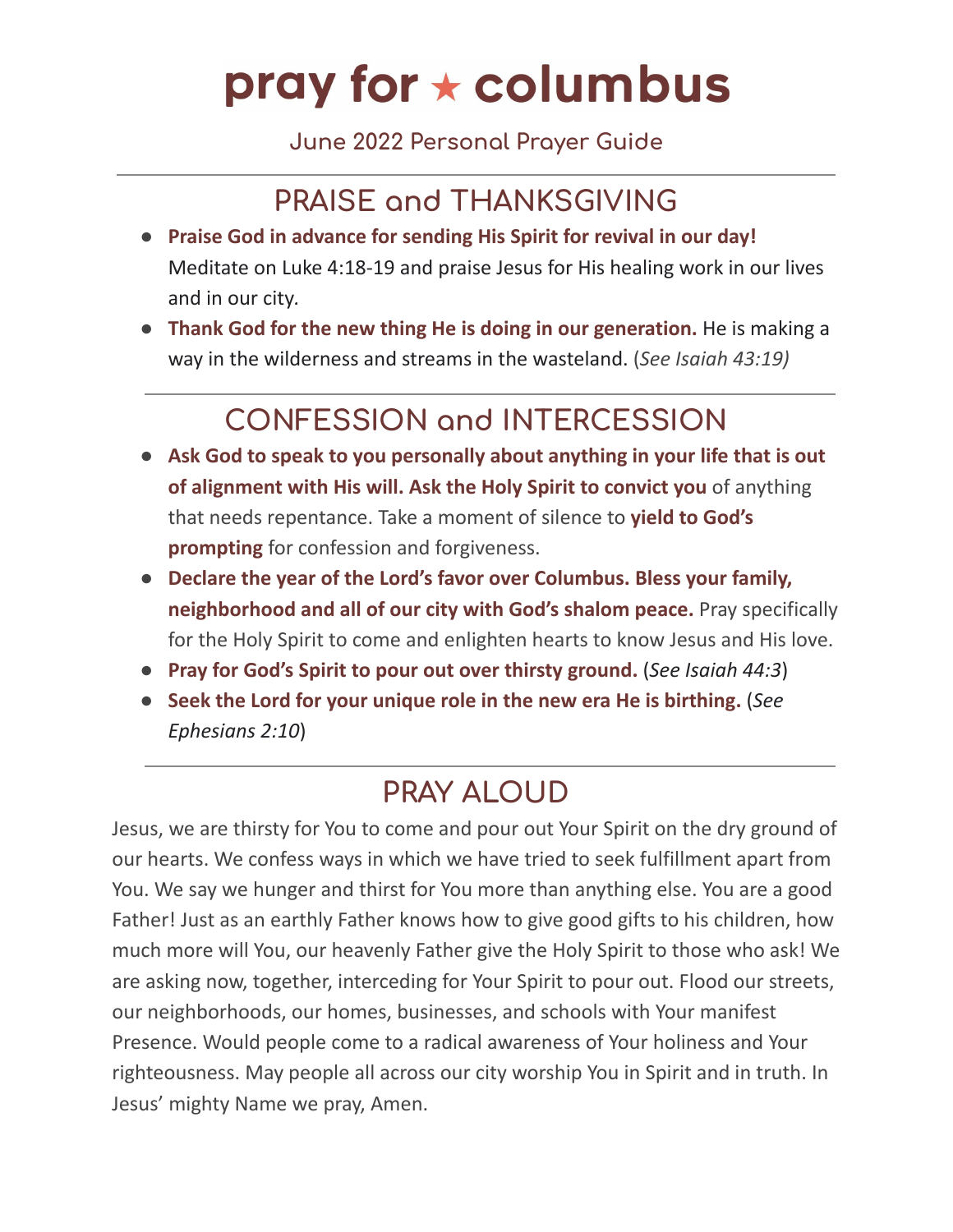# pray for ⋆ columbus

June 2022 Personal Prayer Guide

---

## PRAISE and THANKSGIVING

- **Praise God in advance for sending His Spirit for revival in our day!** Meditate on Luke 4:18-19 and praise Jesus for His healing work in our lives and in our city.
- **Thank God for the new thing He is doing in our generation.** He is making a way in the wilderness and streams in the wasteland. (*See Isaiah 43:19)*

---

## CONFESSION and INTERCESSION

- **Ask God to speak to you personally about anything in your life that is out of alignment with His will. Ask the Holy Spirit to convict you** of anything that needs repentance. Take a moment of silence to **yield to God's prompting** for confession and forgiveness.
- **Declare the year of the Lord's favor over Columbus. Bless your family, neighborhood and all of our city with God's shalom peace.** Pray specifically for the Holy Spirit to come and enlighten hearts to know Jesus and His love.
- **Pray for God's Spirit to pour out over thirsty ground.** (*See Isaiah 44:3*)
- **Seek the Lord for your unique role in the new era He is birthing.** (*See Ephesians 2:10*)

---

## PRAY ALOUD

Jesus, we are thirsty for You to come and pour out Your Spirit on the dry ground of our hearts. We confess ways in which we have tried to seek fulfillment apart from You. We say we hunger and thirst for You more than anything else. You are a good Father! Just as an earthly Father knows how to give good gifts to his children, how much more will You, our heavenly Father give the Holy Spirit to those who ask! We are asking now, together, interceding for Your Spirit to pour out. Flood our streets, our neighborhoods, our homes, businesses, and schools with Your manifest Presence. Would people come to a radical awareness of Your holiness and Your righteousness. May people all across our city worship You in Spirit and in truth. In Jesus' mighty Name we pray, Amen.